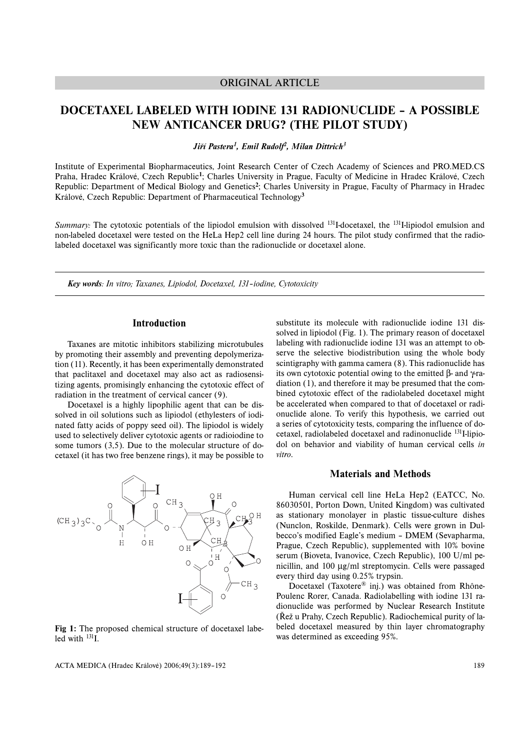ORIGINAL ARTICLE

# DOCETAXEL LABELED WITH IODINE 131 RADIONUCLIDE – A POSSIBLE NEW ANTICANCER DRUG? (THE PILOT STUDY)

***Jiří Pastera[1], Emil Rudolf[2], Milan Dittrich[3]***

Institute of Experimental Biopharmaceutics, Joint Research Center of Czech Academy of Sciences and PRO.MED.CS Praha, Hradec Králové, Czech Republic[**1**]; Charles University in Prague, Faculty of Medicine in Hradec Králové, Czech Republic: Department of Medical Biology and Genetics[**2**]; Charles University in Prague, Faculty of Pharmacy in Hradec Králové, Czech Republic: Department of Pharmaceutical Technology[**3**]

*Summary:* The cytotoxic potentials of the lipiodol emulsion with dissolved $^{131}$I-docetaxel, the $^{131}$I-lipiodol emulsion and non-labeled docetaxel were tested on the HeLa Hep2 cell line during 24 hours. The pilot study confirmed that the radiolabeled docetaxel was significantly more toxic than the radionuclide or docetaxel alone.

***Key words****: In vitro; Taxanes, Lipiodol, Docetaxel, 131-iodine, Cytotoxicity*

## Introduction

Taxanes are mitotic inhibitors stabilizing microtubules by promoting their assembly and preventing depolymerization (11). Recently, it has been experimentally demonstrated that paclitaxel and docetaxel may also act as radiosensitizing agents, promisingly enhancing the cytotoxic effect of radiation in the treatment of cervical cancer (9).

Docetaxel is a highly lipophilic agent that can be dissolved in oil solutions such as lipiodol (ethylesters of iodinated fatty acids of poppy seed oil). The lipiodol is widely used to selectively deliver cytotoxic agents or radioiodine to some tumors (3,5). Due to the molecular structure of docetaxel (it has two free benzene rings), it may be possible to substitute its molecule with radionuclide iodine 131 dissolved in lipiodol (Fig. 1). The primary reason of docetaxel labeling with radionuclide iodine 131 was an attempt to observe the selective biodistribution using the whole body scintigraphy with gamma camera (8). This radionuclide has its own cytotoxic potential owing to the emitted β- and γ-radiation (1), and therefore it may be presumed that the combined cytotoxic effect of the radiolabeled docetaxel might be accelerated when compared to that of docetaxel or radionuclide alone. To verify this hypothesis, we carried out a series of cytotoxicity tests, comparing the influence of docetaxel, radiolabeled docetaxel and radinonuclide $^{131}$I-lipiodol on behavior and viability of human cervical cells *in vitro*.

**Fig 1:** The proposed chemical structure of docetaxel labeled with $^{131}$I.

## Materials and Methods

Human cervical cell line HeLa Hep2 (EATCC, No. 86030501, Porton Down, United Kingdom) was cultivated as stationary monolayer in plastic tissue-culture dishes (Nunclon, Roskilde, Denmark). Cells were grown in Dulbecco's modified Eagle's medium – DMEM (Sevapharma, Prague, Czech Republic), supplemented with 10% bovine serum (Bioveta, Ivanovice, Czech Republic), 100 U/ml penicillin, and 100 μg/ml streptomycin. Cells were passaged every third day using 0.25% trypsin.

Docetaxel (Taxotere® inj.) was obtained from Rhône-Poulenc Rorer, Canada. Radiolabelling with iodine 131 radionuclide was performed by Nuclear Research Institute (Řež u Prahy, Czech Republic). Radiochemical purity of labeled docetaxel measured by thin layer chromatography was determined as exceeding 95%.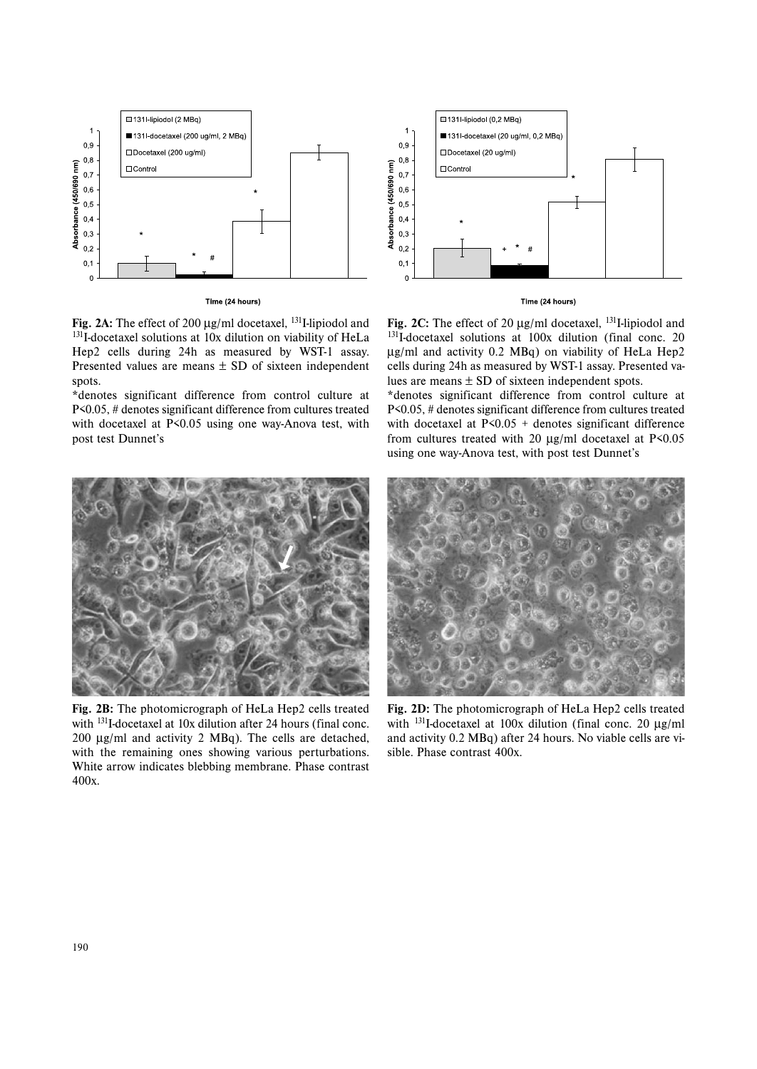**Fig. 2A:** The effect of 200 μg/ml docetaxel, [131]I-lipiodol and [131]I-docetaxel solutions at 10x dilution on viability of HeLa Hep2 cells during 24h as measured by WST-1 assay. Presented values are means ± SD of sixteen independent spots.

*denotes significant difference from control culture at P<0.05, # denotes significant difference from cultures treated with docetaxel at P<0.05 using one way-Anova test, with post test Dunnet's

**Fig. 2C:** The effect of 20 μg/ml docetaxel, [131]I-lipiodol and [131]I-docetaxel solutions at 100x dilution (final conc. 20 μg/ml and activity 0.2 MBq) on viability of HeLa Hep2 cells during 24h as measured by WST-1 assay. Presented values are means ± SD of sixteen independent spots.

*denotes significant difference from control culture at P<0.05, # denotes significant difference from cultures treated with docetaxel at P<0.05 + denotes significant difference from cultures treated with 20 μg/ml docetaxel at P<0.05 using one way-Anova test, with post test Dunnet's

**Fig. 2B:** The photomicrograph of HeLa Hep2 cells treated with [131]I-docetaxel at 10x dilution after 24 hours (final conc. 200 μg/ml and activity 2 MBq). The cells are detached, with the remaining ones showing various perturbations. White arrow indicates blebbing membrane. Phase contrast 400x.

**Fig. 2D:** The photomicrograph of HeLa Hep2 cells treated with [131]I-docetaxel at 100x dilution (final conc. 20 μg/ml and activity 0.2 MBq) after 24 hours. No viable cells are visible. Phase contrast 400x.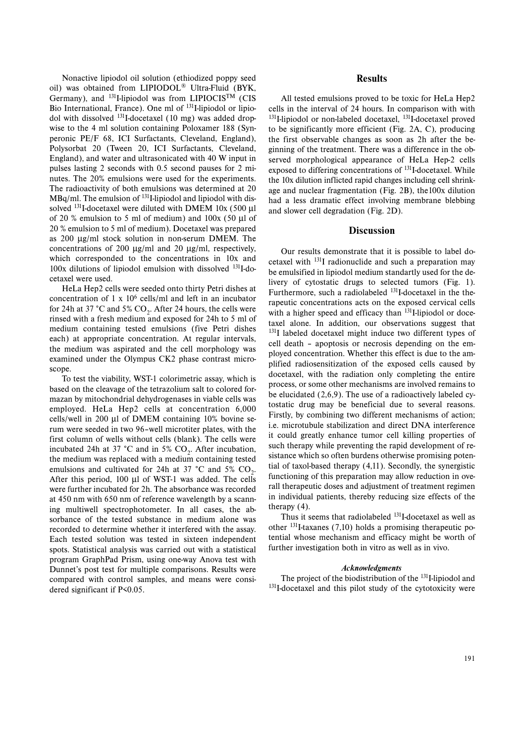Nonactive lipiodol oil solution (ethiodized poppy seed oil) was obtained from LIPIODOL® Ultra-Fluid (BYK, Germany), and $^{131}$I-lipiodol was from LIPIOCIS™ (CIS Bio International, France). One ml of $^{131}$I-lipiodol or lipiodol with dissolved $^{131}$I-docetaxel (10 mg) was added dropwise to the 4 ml solution containing Poloxamer 188 (Synperonic PE/F 68, ICI Surfactants, Cleveland, England), Polysorbat 20 (Tween 20, ICI Surfactants, Cleveland, England), and water and ultrasonicated with 40 W input in pulses lasting 2 seconds with 0.5 second pauses for 2 minutes. The 20% emulsions were used for the experiments. The radioactivity of both emulsions was determined at 20 MBq/ml. The emulsion of $^{131}$I-lipiodol and lipiodol with dissolved $^{131}$I-docetaxel were diluted with DMEM 10x (500 µl of 20 % emulsion to 5 ml of medium) and 100x (50 µl of 20 % emulsion to 5 ml of medium). Docetaxel was prepared as 200 µg/ml stock solution in non-serum DMEM. The concentrations of 200 µg/ml and 20 µg/ml, respectively, which corresponded to the concentrations in 10x and 100x dilutions of lipiodol emulsion with dissolved $^{131}$I-docetaxel were used.

HeLa Hep2 cells were seeded onto thirty Petri dishes at concentration of 1 x $10^6$ cells/ml and left in an incubator for 24h at 37 °C and 5% $CO_2$. After 24 hours, the cells were rinsed with a fresh medium and exposed for 24h to 5 ml of medium containing tested emulsions (five Petri dishes each) at appropriate concentration. At regular intervals, the medium was aspirated and the cell morphology was examined under the Olympus CK2 phase contrast microscope.

To test the viability, WST-1 colorimetric assay, which is based on the cleavage of the tetrazolium salt to colored formazan by mitochondrial dehydrogenases in viable cells was employed. HeLa Hep2 cells at concentration 6,000 cells/well in 200 µl of DMEM containing 10% bovine serum were seeded in two 96–well microtiter plates, with the first column of wells without cells (blank). The cells were incubated 24h at 37 °C and in 5% $CO_2$. After incubation, the medium was replaced with a medium containing tested emulsions and cultivated for 24h at 37 °C and 5% $CO_2$. After this period, 100 µl of WST-1 was added. The cells were further incubated for 2h. The absorbance was recorded at 450 nm with 650 nm of reference wavelength by a scanning multiwell spectrophotometer. In all cases, the absorbance of the tested substance in medium alone was recorded to determine whether it interfered with the assay. Each tested solution was tested in sixteen independent spots. Statistical analysis was carried out with a statistical program GraphPad Prism, using one-way Anova test with Dunnet's post test for multiple comparisons. Results were compared with control samples, and means were considered significant if $P<0.05$.

## Results

All tested emulsions proved to be toxic for HeLa Hep2 cells in the interval of 24 hours. In comparison with with $^{131}$I-lipiodol or non-labeled docetaxel, $^{131}$I-docetaxel proved to be significantly more efficient (Fig. 2A, C), producing the first observable changes as soon as 2h after the beginning of the treatment. There was a difference in the observed morphological appearance of HeLa Hep-2 cells exposed to differing concentrations of $^{131}$I-docetaxel. While the 10x dilution inflicted rapid changes including cell shrinkage and nuclear fragmentation (Fig. 2B), the100x dilution had a less dramatic effect involving membrane blebbing and slower cell degradation (Fig. 2D).

## Discussion

Our results demonstrate that it is possible to label docetaxel with $^{131}$I radionuclide and such a preparation may be emulsified in lipiodol medium standartly used for the delivery of cytostatic drugs to selected tumors (Fig. 1). Furthermore, such a radiolabeled $^{131}$I-docetaxel in the therapeutic concentrations acts on the exposed cervical cells with a higher speed and efficacy than $^{131}$I-lipiodol or docetaxel alone. In addition, our observations suggest that $^{131}$I labeled docetaxel might induce two different types of cell death – apoptosis or necrosis depending on the employed concentration. Whether this effect is due to the amplified radiosensitization of the exposed cells caused by docetaxel, with the radiation only completing the entire process, or some other mechanisms are involved remains to be elucidated (2,6,9). The use of a radioactively labeled cytostatic drug may be beneficial due to several reasons. Firstly, by combining two different mechanisms of action; i.e. microtubule stabilization and direct DNA interference it could greatly enhance tumor cell killing properties of such therapy while preventing the rapid development of resistance which so often burdens otherwise promising potential of taxol-based therapy (4,11). Secondly, the synergistic functioning of this preparation may allow reduction in overall therapeutic doses and adjustment of treatment regimen in individual patients, thereby reducing size effects of the therapy (4).

Thus it seems that radiolabeled $^{131}$I-docetaxel as well as other $^{131}$I-taxanes (7,10) holds a promising therapeutic potential whose mechanism and efficacy might be worth of further investigation both in vitro as well as in vivo.

### *Acknowledgments*

The project of the biodistribution of the $^{131}$I-lipiodol and $^{131}$I-docetaxel and this pilot study of the cytotoxicity were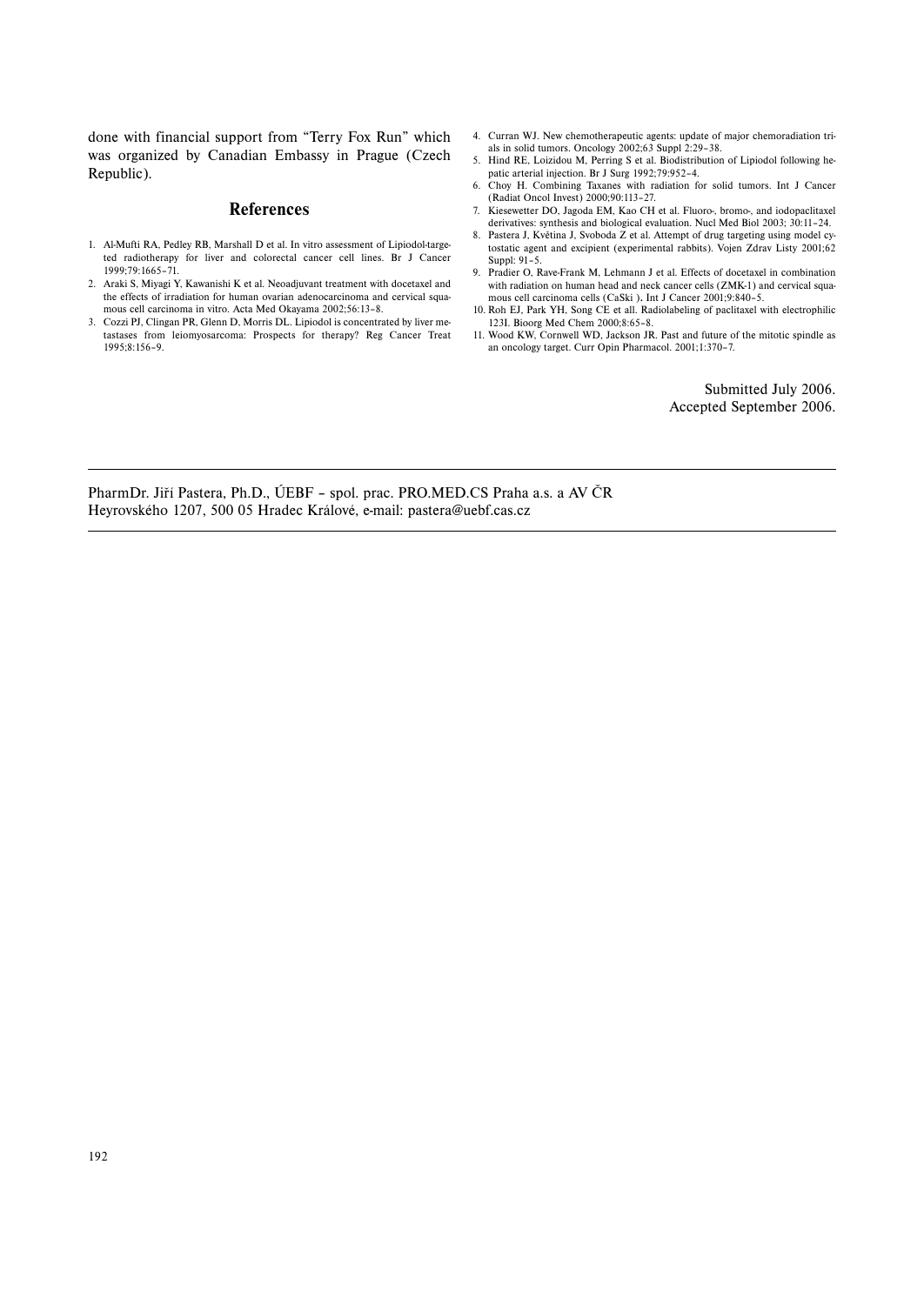done with financial support from "Terry Fox Run" which was organized by Canadian Embassy in Prague (Czech Republic).

## References

1. Al-Mufti RA, Pedley RB, Marshall D et al. In vitro assessment of Lipiodol-targeted radiotherapy for liver and colorectal cancer cell lines. Br J Cancer 1999;79:1665–71.
2. Araki S, Miyagi Y, Kawanishi K et al. Neoadjuvant treatment with docetaxel and the effects of irradiation for human ovarian adenocarcinoma and cervical squamous cell carcinoma in vitro. Acta Med Okayama 2002;56:13–8.
3. Cozzi PJ, Clingan PR, Glenn D, Morris DL. Lipiodol is concentrated by liver metastases from leiomyosarcoma: Prospects for therapy? Reg Cancer Treat 1995;8:156–9.
4. Curran WJ. New chemotherapeutic agents: update of major chemoradiation trials in solid tumors. Oncology 2002;63 Suppl 2:29–38.
5. Hind RE, Loizidou M, Perring S et al. Biodistribution of Lipiodol following hepatic arterial injection. Br J Surg 1992;79:952–4.
6. Choy H. Combining Taxanes with radiation for solid tumors. Int J Cancer (Radiat Oncol Invest) 2000;90:113–27.
7. Kiesewetter DO, Jagoda EM, Kao CH et al. Fluoro-, bromo-, and iodopaclitaxel derivatives: synthesis and biological evaluation. Nucl Med Biol 2003; 30:11–24.
8. Pastera J, Květina J, Svoboda Z et al. Attempt of drug targeting using model cytostatic agent and excipient (experimental rabbits). Vojen Zdrav Listy 2001;62 Suppl: 91–5.
9. Pradier O, Rave-Frank M, Lehmann J et al. Effects of docetaxel in combination with radiation on human head and neck cancer cells (ZMK-1) and cervical squamous cell carcinoma cells (CaSki ). Int J Cancer 2001;9:840–5.
10. Roh EJ, Park YH, Song CE et all. Radiolabeling of paclitaxel with electrophilic 123I. Bioorg Med Chem 2000;8:65–8.
11. Wood KW, Cornwell WD, Jackson JR. Past and future of the mitotic spindle as an oncology target. Curr Opin Pharmacol. 2001;1:370–7.

Submitted July 2006.
Accepted September 2006.

PharmDr. Jiří Pastera, Ph.D., ÚEBF – spol. prac. PRO.MED.CS Praha a.s. a AV ČR
Heyrovského 1207, 500 05 Hradec Králové, e-mail: pastera@uebf.cas.cz